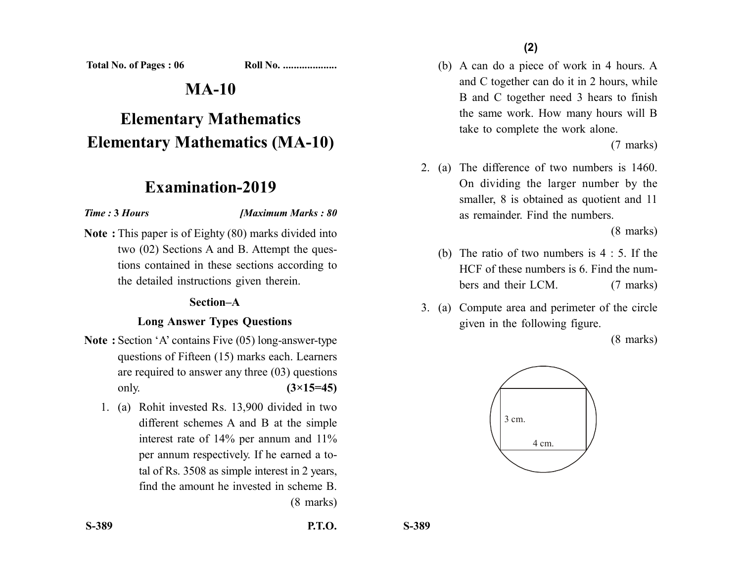Total No. of Pages : 06 Roll No. ....................

# MA-10

# Elementary Mathematics
# Elementary Mathematics (MA-10)

## Examination-2019

*Time :* **3** *Hours* *[Maximum Marks : 80*

**Note :** This paper is of Eighty (80) marks divided into two (02) Sections A and B. Attempt the questions contained in these sections according to the detailed instructions given therein.

### Section–A

### Long Answer Types Questions

**Note :** Section 'A' contains Five (05) long-answer-type questions of Fifteen (15) marks each. Learners are required to answer any three (03) questions only. **(3×15=45)**

1. (a) Rohit invested Rs. 13,900 divided in two different schemes A and B at the simple interest rate of 14% per annum and 11% per annum respectively. If he earned a total of Rs. 3508 as simple interest in 2 years, find the amount he invested in scheme B. (8 marks)

   (b) A can do a piece of work in 4 hours. A and C together can do it in 2 hours, while B and C together need 3 hears to finish the same work. How many hours will B take to complete the work alone. (7 marks)

2. (a) The difference of two numbers is 1460. On dividing the larger number by the smaller, 8 is obtained as quotient and 11 as remainder. Find the numbers. (8 marks)

   (b) The ratio of two numbers is 4 : 5. If the HCF of these numbers is 6. Find the numbers and their LCM. (7 marks)

3. (a) Compute area and perimeter of the circle given in the following figure. (8 marks)

   3 cm.

   4 cm.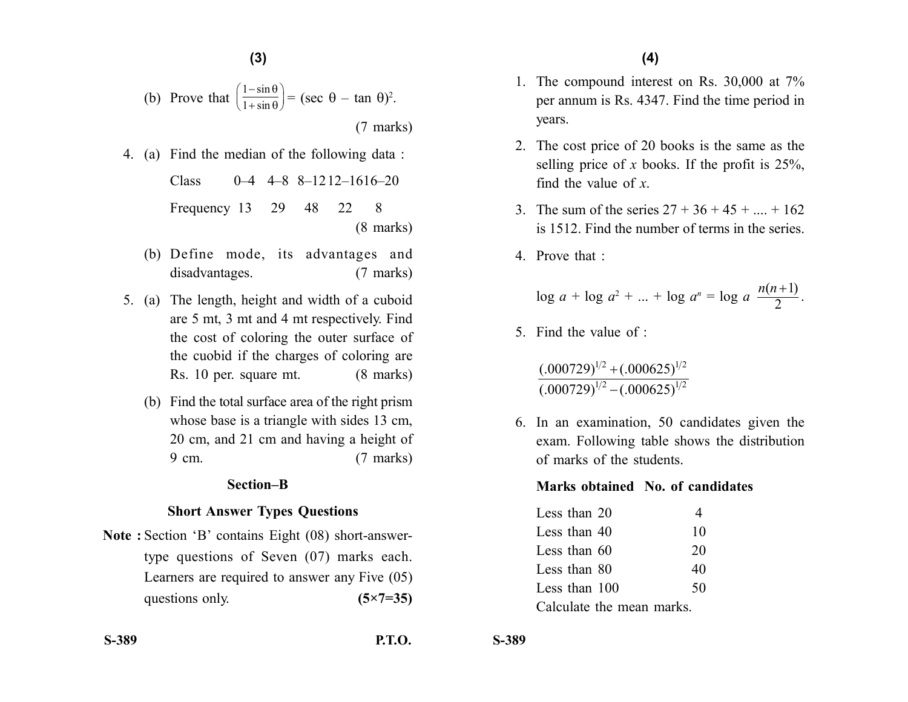(b) Prove that $\left(\frac{1-\sin\theta}{1+\sin\theta}\right) = (\sec\theta - \tan\theta)^2$. (7 marks)

4. (a) Find the median of the following data :

| Class | 0–4 | 4–8 | 8–12 | 12–16 | 16–20 |
|---|---|---|---|---|---|
| Frequency | 13 | 29 | 48 | 22 | 8 |

(8 marks)

(b) Define mode, its advantages and disadvantages. (7 marks)

5. (a) The length, height and width of a cuboid are 5 mt, 3 mt and 4 mt respectively. Find the cost of coloring the outer surface of the cuobid if the charges of coloring are Rs. 10 per. square mt. (8 marks)

(b) Find the total surface area of the right prism whose base is a triangle with sides 13 cm, 20 cm, and 21 cm and having a height of 9 cm. (7 marks)

**Section–B**

**Short Answer Types Questions**

**Note :** Section 'B' contains Eight (08) short-answer-type questions of Seven (07) marks each. Learners are required to answer any Five (05) questions only. **(5×7=35)**

1. The compound interest on Rs. 30,000 at 7% per annum is Rs. 4347. Find the time period in years.

2. The cost price of 20 books is the same as the selling price of $x$ books. If the profit is 25%, find the value of $x$.

3. The sum of the series 27 + 36 + 45 + .... + 162 is 1512. Find the number of terms in the series.

4. Prove that :

$$\log a + \log a^2 + ... + \log a^n = \log a \ \frac{n(n+1)}{2}.$$

5. Find the value of :

$$\frac{(.000729)^{1/2} + (.000625)^{1/2}}{(.000729)^{1/2} - (.000625)^{1/2}}$$

6. In an examination, 50 candidates given the exam. Following table shows the distribution of marks of the students.

| Marks obtained | No. of candidates |
|---|---|
| Less than 20 | 4 |
| Less than 40 | 10 |
| Less than 60 | 20 |
| Less than 80 | 40 |
| Less than 100 | 50 |

Calculate the mean marks.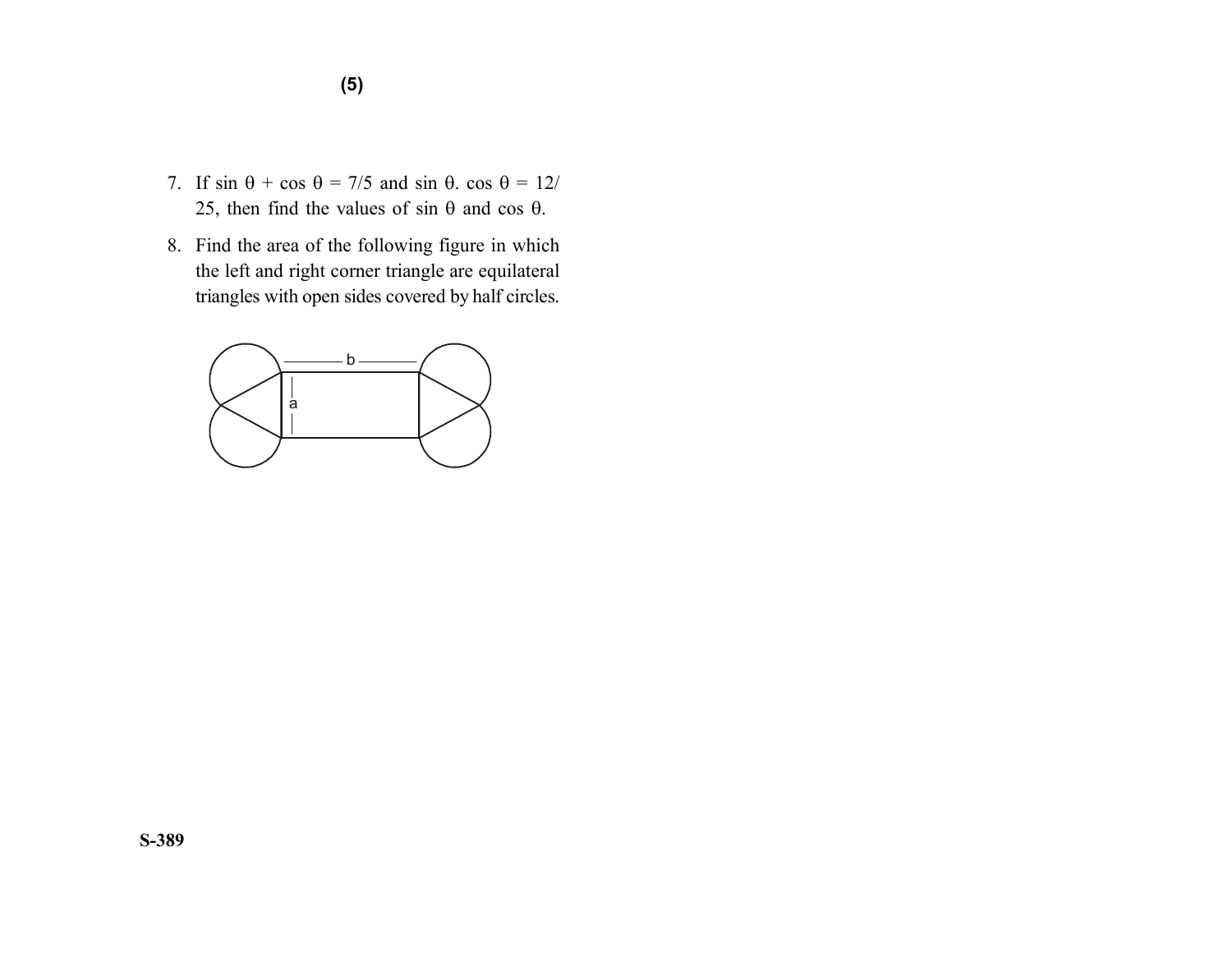7. If $\sin\theta + \cos\theta = 7/5$ and $\sin\theta . \cos\theta = 12/25$, then find the values of $\sin\theta$ and $\cos\theta$.

8. Find the area of the following figure in which the left and right corner triangle are equilateral triangles with open sides covered by half circles.

b

a